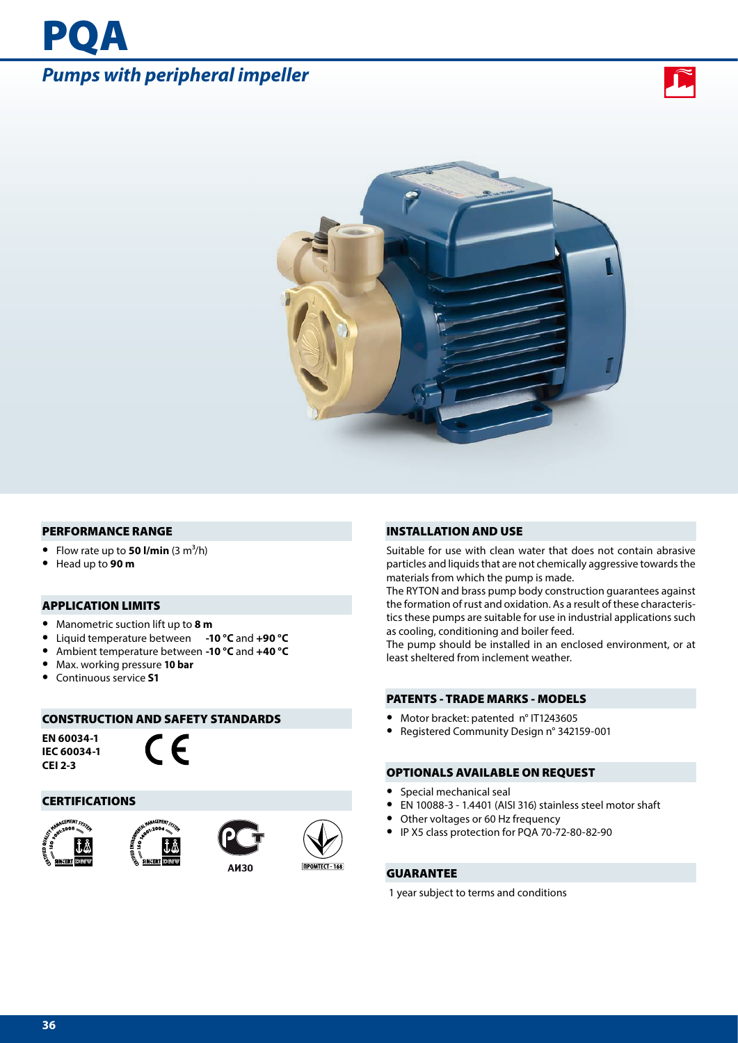# PQA

## *Pumps with peripheral impeller*

### PERFORMANCE RANGE

- Flow rate up to **50 l/min** (3 $m^3$/h)
- Head up to **90 m**

### APPLICATION LIMITS

- Manometric suction lift up to **8 m**
- Liquid temperature between **-10 °C** and **+90 °C**
- Ambient temperature between **-10 °C** and **+40 °C**
- Max. working pressure **10 bar**
- Continuous service **S1**

### CONSTRUCTION AND SAFETY STANDARDS

**EN 60034-1**
**IEC 60034-1**
**CEI 2-3**

CE

### CERTIFICATIONS

АИ30

ПРОМТЕСТ - 168

### INSTALLATION AND USE

Suitable for use with clean water that does not contain abrasive particles and liquids that are not chemically aggressive towards the materials from which the pump is made.
The RYTON and brass pump body construction guarantees against the formation of rust and oxidation. As a result of these characteristics these pumps are suitable for use in industrial applications such as cooling, conditioning and boiler feed.
The pump should be installed in an enclosed environment, or at least sheltered from inclement weather.

### PATENTS - TRADE MARKS - MODELS

- Motor bracket: patented n° IT1243605
- Registered Community Design n° 342159-001

### OPTIONALS AVAILABLE ON REQUEST

- Special mechanical seal
- EN 10088-3 - 1.4401 (AISI 316) stainless steel motor shaft
- Other voltages or 60 Hz frequency
- IP X5 class protection for PQA 70-72-80-82-90

### GUARANTEE

1 year subject to terms and conditions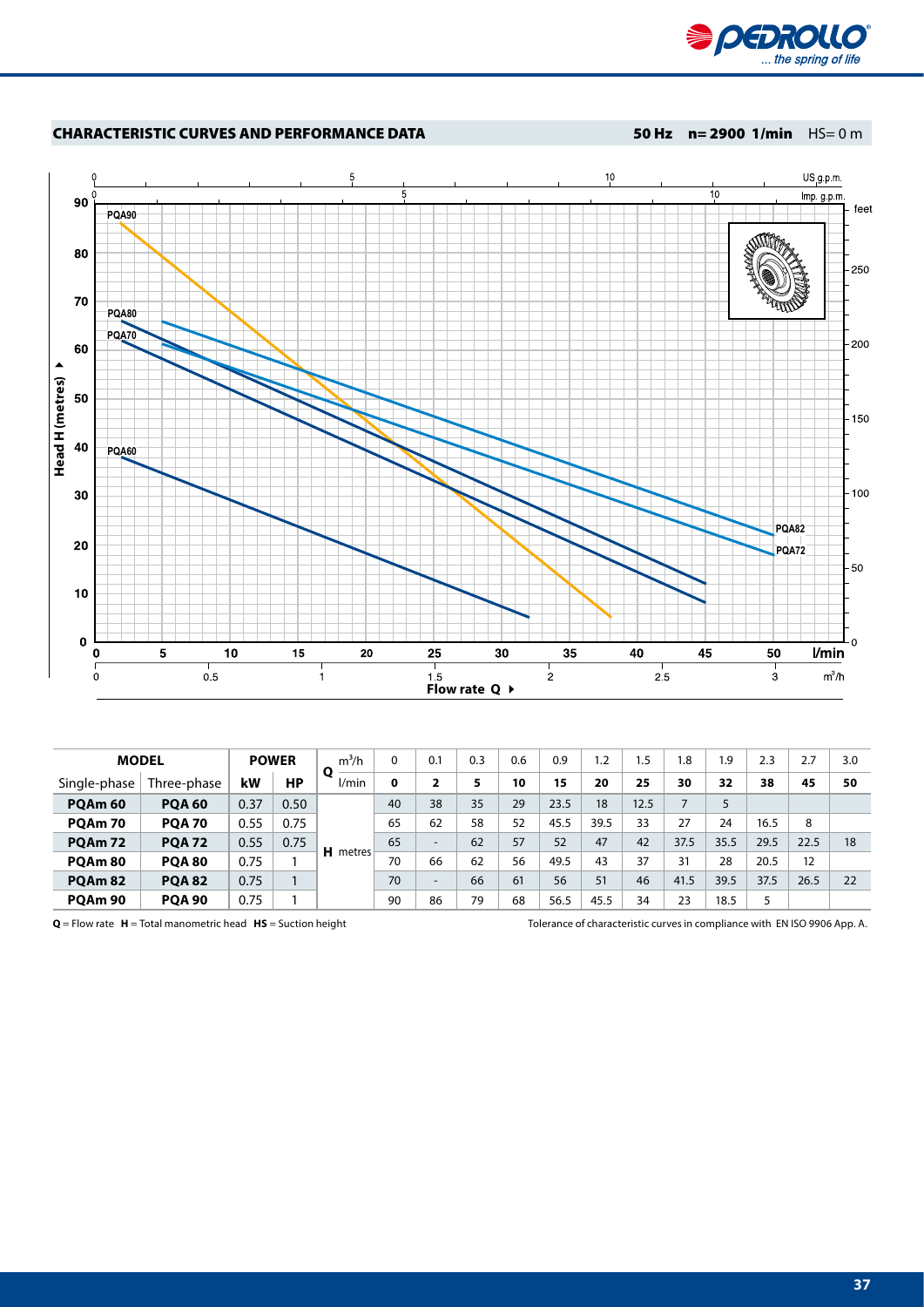## CHARACTERISTIC CURVES AND PERFORMANCE DATA

**50 Hz n= 2900 1/min** HS= 0 m

| MODEL | | POWER | | Q | m³/h | 0 | 0.1 | 0.3 | 0.6 | 0.9 | 1.2 | 1.5 | 1.8 | 1.9 | 2.3 | 2.7 | 3.0 |
|---|---|---|---|---|---|---|---|---|---|---|---|---|---|---|---|---|---|
| Single-phase | Three-phase | kW | HP | | l/min | **0** | **2** | **5** | **10** | **15** | **20** | **25** | **30** | **32** | **38** | **45** | **50** |
| **PQAm 60** | **PQA 60** | 0.37 | 0.50 | **H** metres | | 40 | 38 | 35 | 29 | 23.5 | 18 | 12.5 | 7 | 5 | | | |
| **PQAm 70** | **PQA 70** | 0.55 | 0.75 | | | 65 | 62 | 58 | 52 | 45.5 | 39.5 | 33 | 27 | 24 | 16.5 | 8 | |
| **PQAm 72** | **PQA 72** | 0.55 | 0.75 | | | 65 | - | 62 | 57 | 52 | 47 | 42 | 37.5 | 35.5 | 29.5 | 22.5 | 18 |
| **PQAm 80** | **PQA 80** | 0.75 | 1 | | | 70 | 66 | 62 | 56 | 49.5 | 43 | 37 | 31 | 28 | 20.5 | 12 | |
| **PQAm 82** | **PQA 82** | 0.75 | 1 | | | 70 | - | 66 | 61 | 56 | 51 | 46 | 41.5 | 39.5 | 37.5 | 26.5 | 22 |
| **PQAm 90** | **PQA 90** | 0.75 | 1 | | | 90 | 86 | 79 | 68 | 56.5 | 45.5 | 34 | 23 | 18.5 | 5 | | |

**Q** = Flow rate **H** = Total manometric head **HS** = Suction height

Tolerance of characteristic curves in compliance with EN ISO 9906 App. A.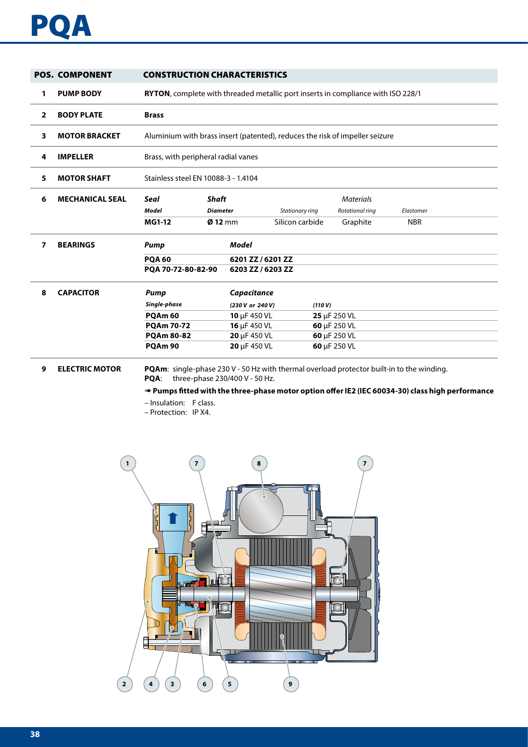# PQA

| POS. | COMPONENT | CONSTRUCTION CHARACTERISTICS |
|---|---|---|
| 1 | PUMP BODY | **RYTON**, complete with threaded metallic port inserts in compliance with ISO 228/1 |
| 2 | BODY PLATE | **Brass** |
| 3 | MOTOR BRACKET | Aluminium with brass insert (patented), reduces the risk of impeller seizure |
| 4 | IMPELLER | Brass, with peripheral radial vanes |
| 5 | MOTOR SHAFT | Stainless steel EN 10088-3 - 1.4104 |

**6 MECHANICAL SEAL**

| *Seal* | *Shaft* | *Materials* | | |
|---|---|---|---|---|
| *Model* | *Diameter* | *Stationary ring* | *Rotational ring* | *Elastomer* |
| **MG1-12** | **Ø 12** mm | Silicon carbide | Graphite | NBR |

**7 BEARINGS**

| *Pump* | *Model* |
|---|---|
| **PQA 60** | **6201 ZZ / 6201 ZZ** |
| **PQA 70-72-80-82-90** | **6203 ZZ / 6203 ZZ** |

**8 CAPACITOR**

| *Pump* | *Capacitance* | |
|---|---|---|
| *Single-phase* | *(230 V or 240 V)* | *(110 V)* |
| **PQAm 60** | **10** μF 450 VL | **25** μF 250 VL |
| **PQAm 70-72** | **16** μF 450 VL | **60** μF 250 VL |
| **PQAm 80-82** | **20** μF 450 VL | **60** μF 250 VL |
| **PQAm 90** | **20** μF 450 VL | **60** μF 250 VL |

**9 ELECTRIC MOTOR**

**PQAm**: single-phase 230 V - 50 Hz with thermal overload protector built-in to the winding.
**PQA**: three-phase 230/400 V - 50 Hz.

➠ **Pumps fitted with the three-phase motor option offer IE2 (IEC 60034-30) class high performance**

– Insulation: F class.
– Protection: IP X4.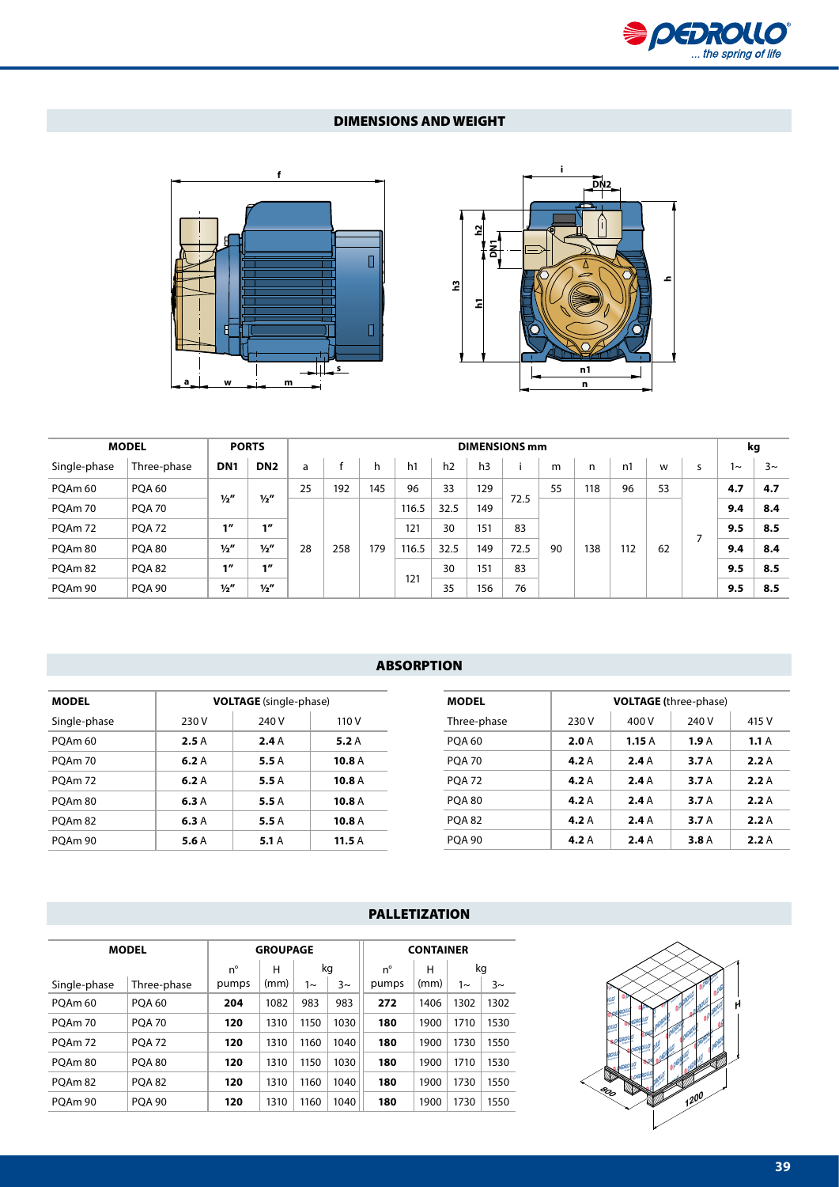## DIMENSIONS AND WEIGHT

| MODEL | | PORTS | | DIMENSIONS mm | | | | | | | | | | | | kg | |
|---|---|---|---|---|---|---|---|---|---|---|---|---|---|---|---|---|---|
| Single-phase | Three-phase | DN1 | DN2 | a | f | h | h1 | h2 | h3 | i | m | n | n1 | w | s | 1~ | 3~ |
| PQAm 60 | PQA 60 | ½" | ½" | 25 | 192 | 145 | 96 | 33 | 129 | 72.5 | 55 | 118 | 96 | 53 | 7 | 4.7 | 4.7 |
| PQAm 70 | PQA 70 | ½" | ½" | 28 | 258 | 179 | 116.5 | 32.5 | 149 | 72.5 | 90 | 138 | 112 | 62 | 7 | 9.4 | 8.4 |
| PQAm 72 | PQA 72 | 1" | 1" | 28 | 258 | 179 | 121 | 30 | 151 | 83 | 90 | 138 | 112 | 62 | 7 | 9.5 | 8.5 |
| PQAm 80 | PQA 80 | ½" | ½" | 28 | 258 | 179 | 116.5 | 32.5 | 149 | 72.5 | 90 | 138 | 112 | 62 | 7 | 9.4 | 8.4 |
| PQAm 82 | PQA 82 | 1" | 1" | 28 | 258 | 179 | 121 | 30 | 151 | 83 | 90 | 138 | 112 | 62 | 7 | 9.5 | 8.5 |
| PQAm 90 | PQA 90 | ½" | ½" | 28 | 258 | 179 | 121 | 35 | 156 | 76 | 90 | 138 | 112 | 62 | 7 | 9.5 | 8.5 |

## ABSORPTION

| MODEL | VOLTAGE (single-phase) | | |
|---|---|---|---|
| Single-phase | 230 V | 240 V | 110 V |
| PQAm 60 | **2.5** A | **2.4** A | **5.2** A |
| PQAm 70 | **6.2** A | **5.5** A | **10.8** A |
| PQAm 72 | **6.2** A | **5.5** A | **10.8** A |
| PQAm 80 | **6.3** A | **5.5** A | **10.8** A |
| PQAm 82 | **6.3** A | **5.5** A | **10.8** A |
| PQAm 90 | **5.6** A | **5.1** A | **11.5** A |

| MODEL | VOLTAGE (three-phase) | | | |
|---|---|---|---|---|
| Three-phase | 230 V | 400 V | 240 V | 415 V |
| PQA 60 | **2.0** A | **1.15** A | **1.9** A | **1.1** A |
| PQA 70 | **4.2** A | **2.4** A | **3.7** A | **2.2** A |
| PQA 72 | **4.2** A | **2.4** A | **3.7** A | **2.2** A |
| PQA 80 | **4.2** A | **2.4** A | **3.7** A | **2.2** A |
| PQA 82 | **4.2** A | **2.4** A | **3.7** A | **2.2** A |
| PQA 90 | **4.2** A | **2.4** A | **3.8** A | **2.2** A |

## PALLETIZATION

| MODEL | | GROUPAGE | | | | CONTAINER | | | |
|---|---|---|---|---|---|---|---|---|---|
| | | n° | H | kg | | n° | H | kg | |
| Single-phase | Three-phase | pumps | (mm) | 1~ | 3~ | pumps | (mm) | 1~ | 3~ |
| PQAm 60 | PQA 60 | **204** | 1082 | 983 | 983 | **272** | 1406 | 1302 | 1302 |
| PQAm 70 | PQA 70 | **120** | 1310 | 1150 | 1030 | **180** | 1900 | 1710 | 1530 |
| PQAm 72 | PQA 72 | **120** | 1310 | 1160 | 1040 | **180** | 1900 | 1730 | 1550 |
| PQAm 80 | PQA 80 | **120** | 1310 | 1150 | 1030 | **180** | 1900 | 1710 | 1530 |
| PQAm 82 | PQA 82 | **120** | 1310 | 1160 | 1040 | **180** | 1900 | 1730 | 1550 |
| PQAm 90 | PQA 90 | **120** | 1310 | 1160 | 1040 | **180** | 1900 | 1730 | 1550 |